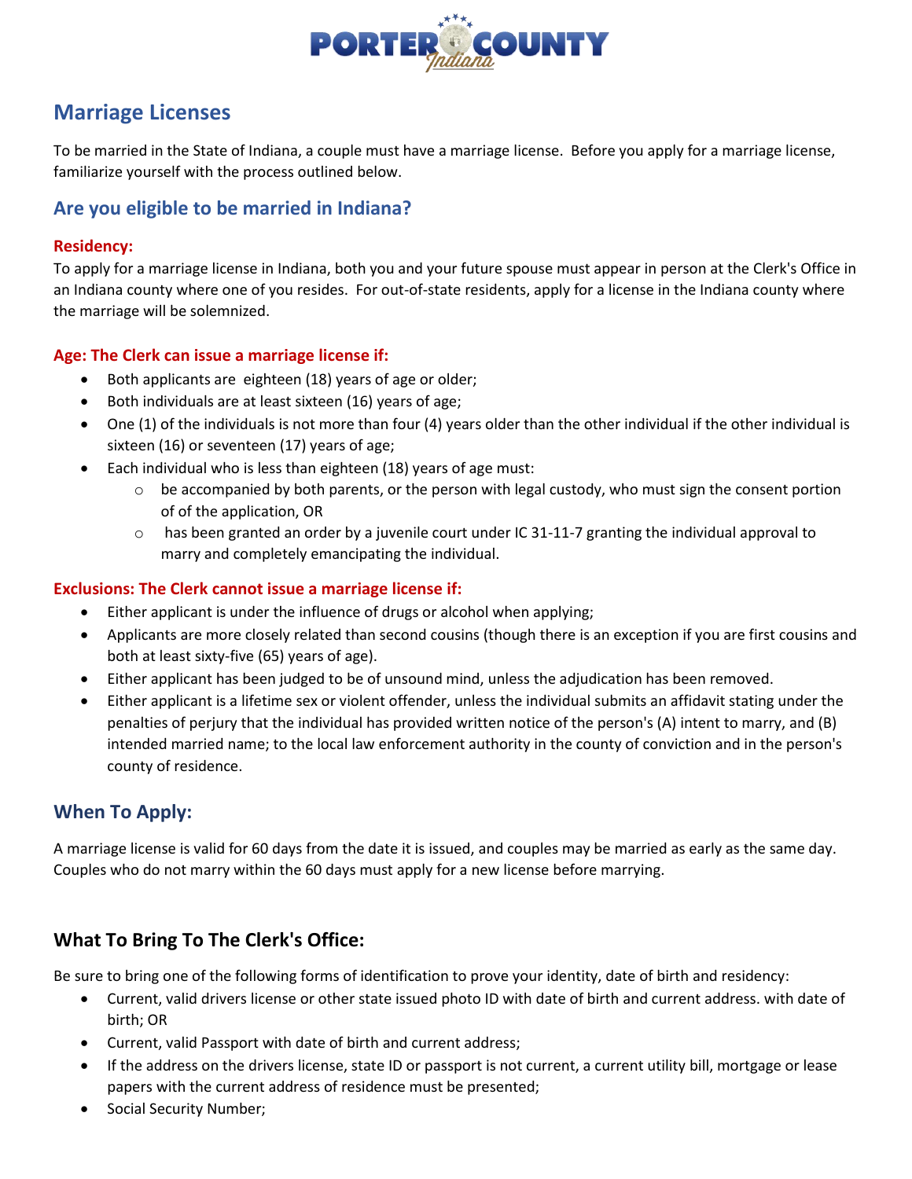PORTER COUNTY Indiana

## Marriage Licenses

To be married in the State of Indiana, a couple must have a marriage license. Before you apply for a marriage license, familiarize yourself with the process outlined below.

## Are you eligible to be married in Indiana?

#### Residency:

To apply for a marriage license in Indiana, both you and your future spouse must appear in person at the Clerk's Office in an Indiana county where one of you resides. For out-of-state residents, apply for a license in the Indiana county where the marriage will be solemnized.

#### Age: The Clerk can issue a marriage license if:

- Both applicants are eighteen (18) years of age or older;
- Both individuals are at least sixteen (16) years of age;
- One (1) of the individuals is not more than four (4) years older than the other individual if the other individual is sixteen (16) or seventeen (17) years of age;
- Each individual who is less than eighteen (18) years of age must:
  - be accompanied by both parents, or the person with legal custody, who must sign the consent portion of of the application, OR
  - has been granted an order by a juvenile court under IC 31-11-7 granting the individual approval to marry and completely emancipating the individual.

#### Exclusions: The Clerk cannot issue a marriage license if:

- Either applicant is under the influence of drugs or alcohol when applying;
- Applicants are more closely related than second cousins (though there is an exception if you are first cousins and both at least sixty-five (65) years of age).
- Either applicant has been judged to be of unsound mind, unless the adjudication has been removed.
- Either applicant is a lifetime sex or violent offender, unless the individual submits an affidavit stating under the penalties of perjury that the individual has provided written notice of the person's (A) intent to marry, and (B) intended married name; to the local law enforcement authority in the county of conviction and in the person's county of residence.

## When To Apply:

A marriage license is valid for 60 days from the date it is issued, and couples may be married as early as the same day. Couples who do not marry within the 60 days must apply for a new license before marrying.

## What To Bring To The Clerk's Office:

Be sure to bring one of the following forms of identification to prove your identity, date of birth and residency:

- Current, valid drivers license or other state issued photo ID with date of birth and current address. with date of birth; OR
- Current, valid Passport with date of birth and current address;
- If the address on the drivers license, state ID or passport is not current, a current utility bill, mortgage or lease papers with the current address of residence must be presented;
- Social Security Number;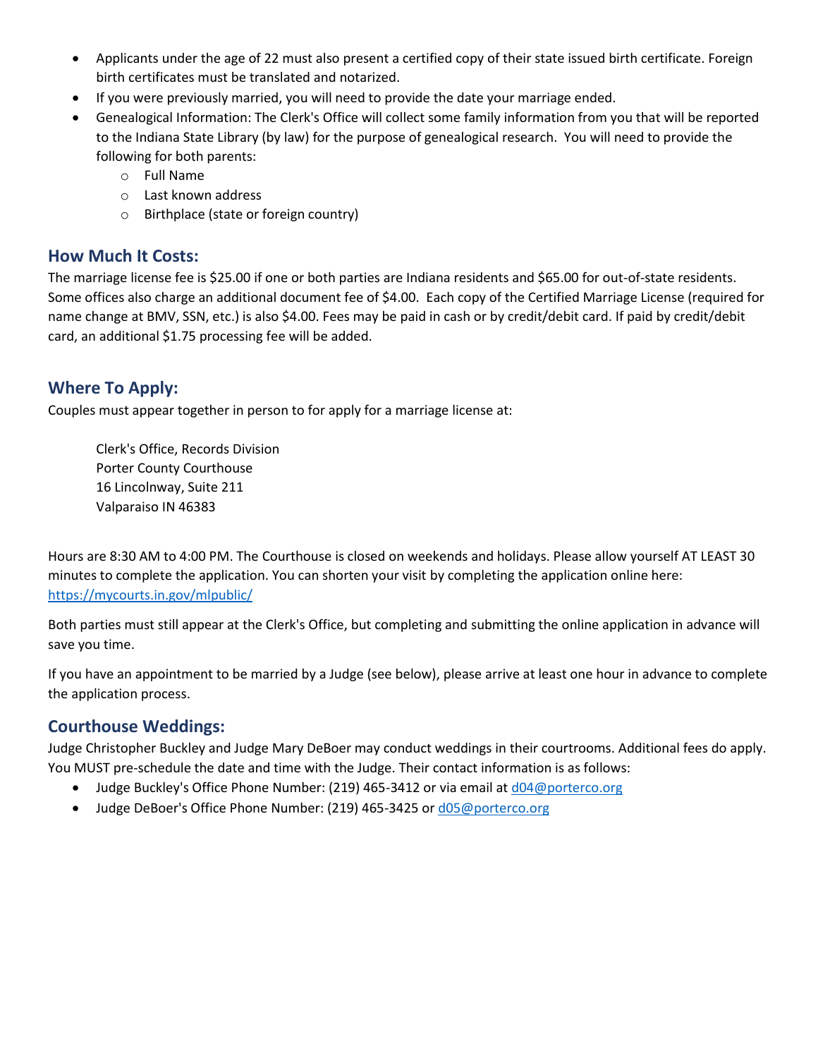- Applicants under the age of 22 must also present a certified copy of their state issued birth certificate. Foreign birth certificates must be translated and notarized.
- If you were previously married, you will need to provide the date your marriage ended.
- Genealogical Information: The Clerk's Office will collect some family information from you that will be reported to the Indiana State Library (by law) for the purpose of genealogical research. You will need to provide the following for both parents:
  - Full Name
  - Last known address
  - Birthplace (state or foreign country)

## How Much It Costs:

The marriage license fee is $25.00 if one or both parties are Indiana residents and $65.00 for out-of-state residents. Some offices also charge an additional document fee of $4.00. Each copy of the Certified Marriage License (required for name change at BMV, SSN, etc.) is also $4.00. Fees may be paid in cash or by credit/debit card. If paid by credit/debit card, an additional $1.75 processing fee will be added.

## Where To Apply:

Couples must appear together in person to for apply for a marriage license at:

> Clerk's Office, Records Division
> Porter County Courthouse
> 16 Lincolnway, Suite 211
> Valparaiso IN 46383

Hours are 8:30 AM to 4:00 PM. The Courthouse is closed on weekends and holidays. Please allow yourself AT LEAST 30 minutes to complete the application. You can shorten your visit by completing the application online here: https://mycourts.in.gov/mlpublic/

Both parties must still appear at the Clerk's Office, but completing and submitting the online application in advance will save you time.

If you have an appointment to be married by a Judge (see below), please arrive at least one hour in advance to complete the application process.

## Courthouse Weddings:

Judge Christopher Buckley and Judge Mary DeBoer may conduct weddings in their courtrooms. Additional fees do apply. You MUST pre-schedule the date and time with the Judge. Their contact information is as follows:

- Judge Buckley's Office Phone Number: (219) 465-3412 or via email at d04@porterco.org
- Judge DeBoer's Office Phone Number: (219) 465-3425 or d05@porterco.org